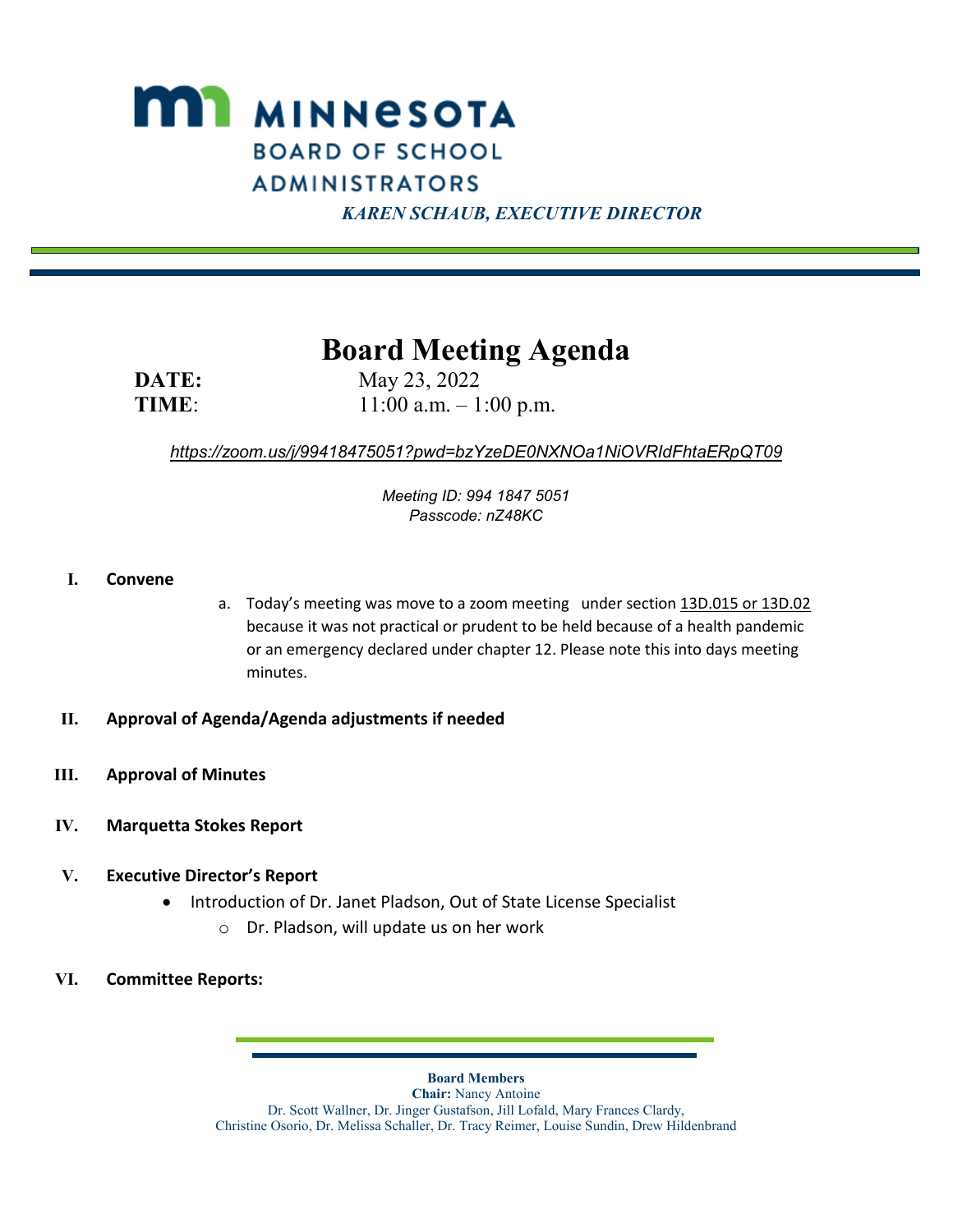# MINNESOTA BOARD OF SCHOOL ADMINISTRATORS

*KAREN SCHAUB, EXECUTIVE DIRECTOR*

## Board Meeting Agenda

**DATE:** May 23, 2022
**TIME**: 11:00 a.m. – 1:00 p.m.

*https://zoom.us/j/99418475051?pwd=bzYzeDE0NXNOa1NiOVRIdFhtaERpQT09*

*Meeting ID: 994 1847 5051*
*Passcode: nZ48KC*

**I. Convene**

a. Today's meeting was move to a zoom meeting under section 13D.015 or 13D.02 because it was not practical or prudent to be held because of a health pandemic or an emergency declared under chapter 12. Please note this into days meeting minutes.

**II. Approval of Agenda/Agenda adjustments if needed**

**III. Approval of Minutes**

**IV. Marquetta Stokes Report**

**V. Executive Director's Report**

- Introduction of Dr. Janet Pladson, Out of State License Specialist
  - Dr. Pladson, will update us on her work

**VI. Committee Reports:**

**Board Members**
**Chair:** Nancy Antoine
Dr. Scott Wallner, Dr. Jinger Gustafson, Jill Lofald, Mary Frances Clardy, Christine Osorio, Dr. Melissa Schaller, Dr. Tracy Reimer, Louise Sundin, Drew Hildenbrand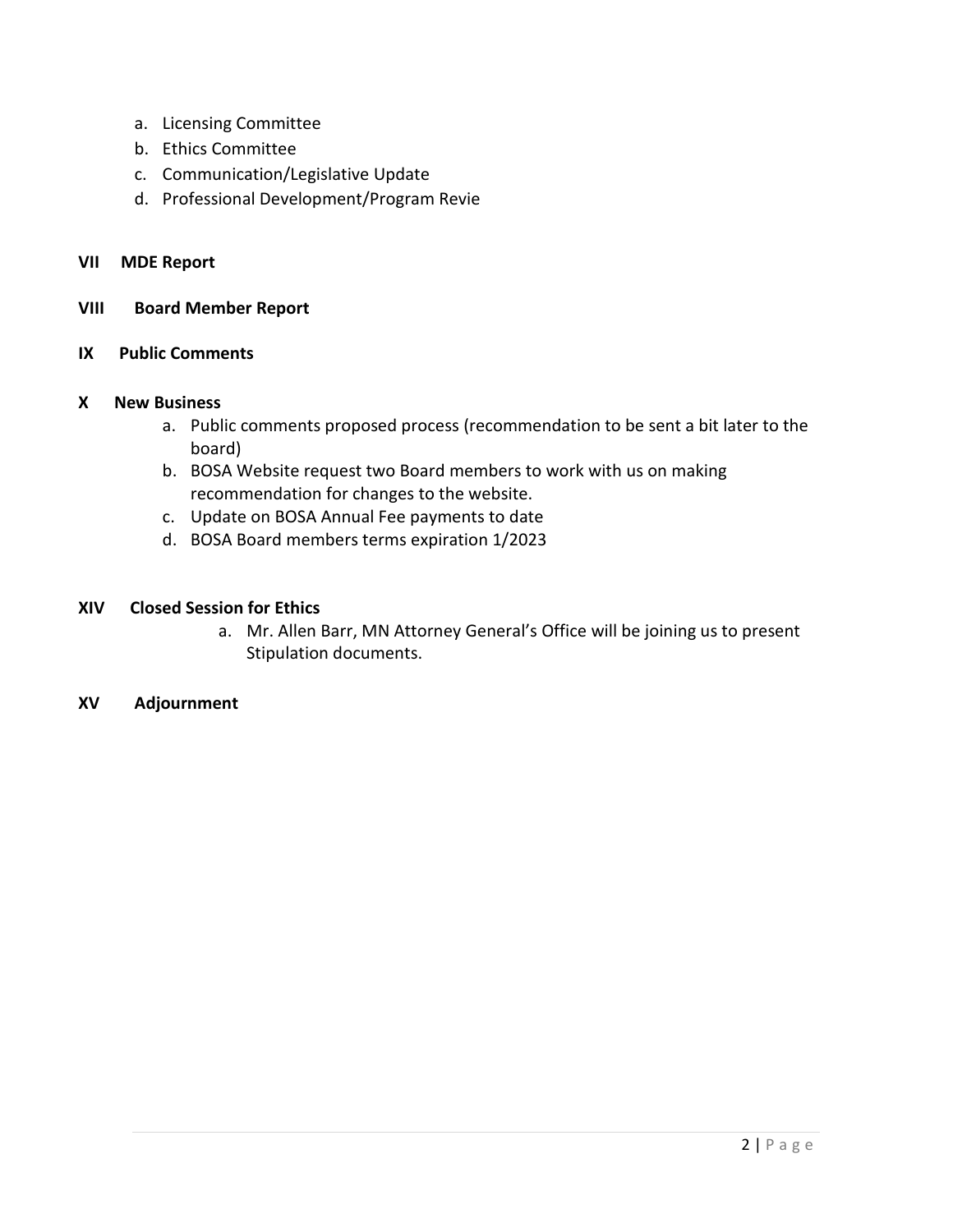a. Licensing Committee
b. Ethics Committee
c. Communication/Legislative Update
d. Professional Development/Program Revie

**VII MDE Report**

**VIII Board Member Report**

**IX Public Comments**

**X New Business**

a. Public comments proposed process (recommendation to be sent a bit later to the board)
b. BOSA Website request two Board members to work with us on making recommendation for changes to the website.
c. Update on BOSA Annual Fee payments to date
d. BOSA Board members terms expiration 1/2023

**XIV Closed Session for Ethics**

a. Mr. Allen Barr, MN Attorney General's Office will be joining us to present Stipulation documents.

**XV Adjournment**